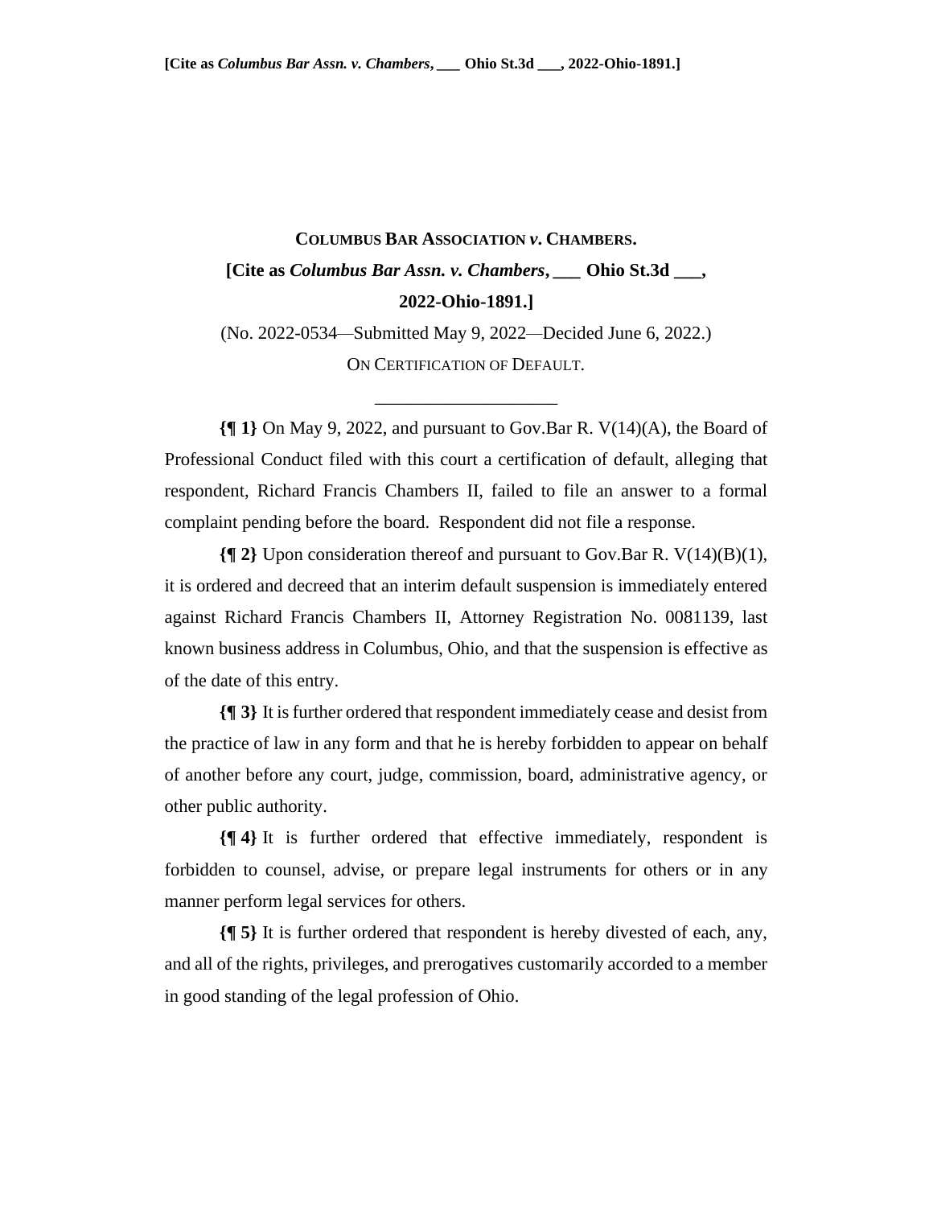**COLUMBUS BAR ASSOCIATION *v.* CHAMBERS.**

**[Cite as *Columbus Bar Assn. v. Chambers*, ___ Ohio St.3d ___, 2022-Ohio-1891.]**

(No. 2022-0534—Submitted May 9, 2022—Decided June 6, 2022.)

ON CERTIFICATION OF DEFAULT.

---

**{¶ 1}** On May 9, 2022, and pursuant to Gov.Bar R. V(14)(A), the Board of Professional Conduct filed with this court a certification of default, alleging that respondent, Richard Francis Chambers II, failed to file an answer to a formal complaint pending before the board. Respondent did not file a response.

**{¶ 2}** Upon consideration thereof and pursuant to Gov.Bar R. V(14)(B)(1), it is ordered and decreed that an interim default suspension is immediately entered against Richard Francis Chambers II, Attorney Registration No. 0081139, last known business address in Columbus, Ohio, and that the suspension is effective as of the date of this entry.

**{¶ 3}** It is further ordered that respondent immediately cease and desist from the practice of law in any form and that he is hereby forbidden to appear on behalf of another before any court, judge, commission, board, administrative agency, or other public authority.

**{¶ 4}** It is further ordered that effective immediately, respondent is forbidden to counsel, advise, or prepare legal instruments for others or in any manner perform legal services for others.

**{¶ 5}** It is further ordered that respondent is hereby divested of each, any, and all of the rights, privileges, and prerogatives customarily accorded to a member in good standing of the legal profession of Ohio.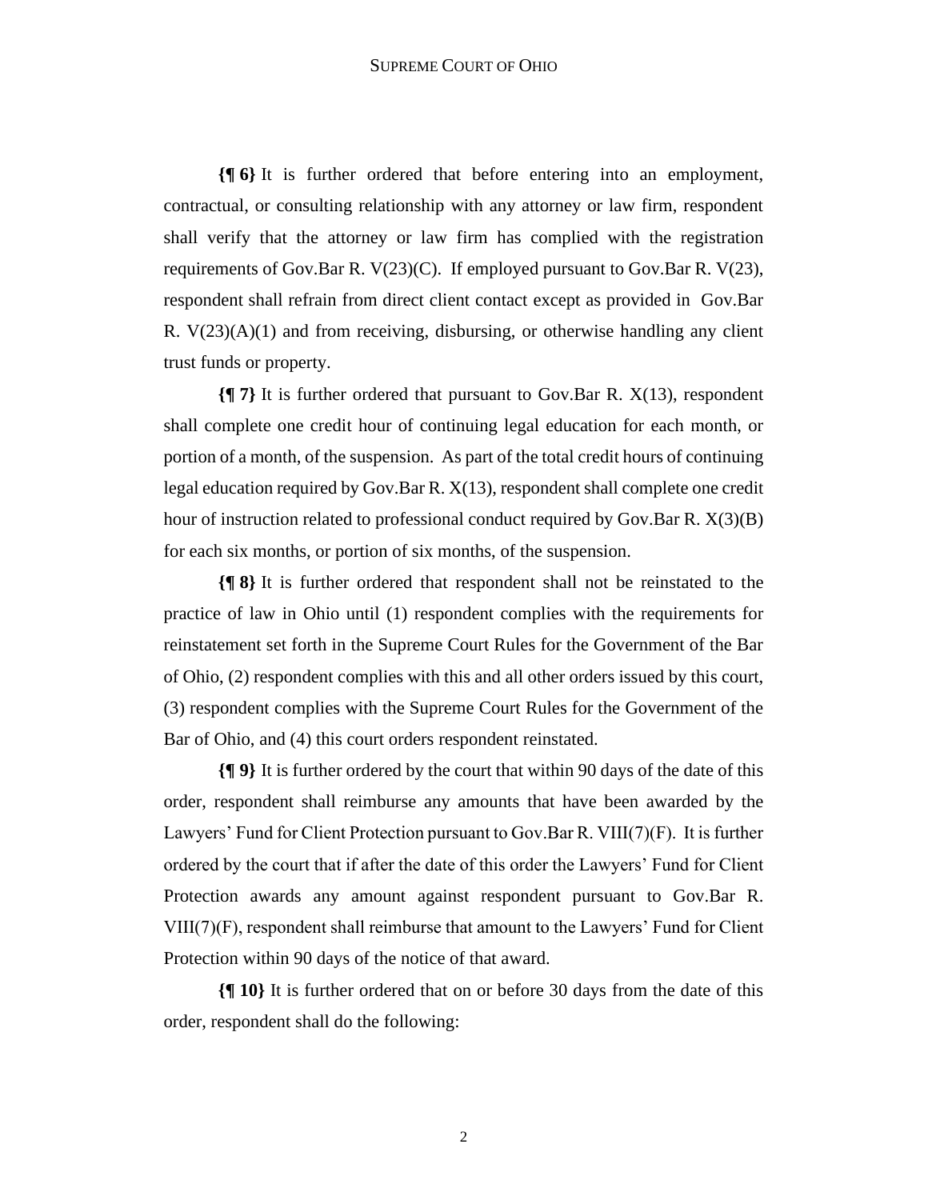**{¶ 6}** It is further ordered that before entering into an employment, contractual, or consulting relationship with any attorney or law firm, respondent shall verify that the attorney or law firm has complied with the registration requirements of Gov.Bar R. V(23)(C). If employed pursuant to Gov.Bar R. V(23), respondent shall refrain from direct client contact except as provided in Gov.Bar R. V(23)(A)(1) and from receiving, disbursing, or otherwise handling any client trust funds or property.

**{¶ 7}** It is further ordered that pursuant to Gov.Bar R. X(13), respondent shall complete one credit hour of continuing legal education for each month, or portion of a month, of the suspension. As part of the total credit hours of continuing legal education required by Gov.Bar R. X(13), respondent shall complete one credit hour of instruction related to professional conduct required by Gov.Bar R. X(3)(B) for each six months, or portion of six months, of the suspension.

**{¶ 8}** It is further ordered that respondent shall not be reinstated to the practice of law in Ohio until (1) respondent complies with the requirements for reinstatement set forth in the Supreme Court Rules for the Government of the Bar of Ohio, (2) respondent complies with this and all other orders issued by this court, (3) respondent complies with the Supreme Court Rules for the Government of the Bar of Ohio, and (4) this court orders respondent reinstated.

**{¶ 9}** It is further ordered by the court that within 90 days of the date of this order, respondent shall reimburse any amounts that have been awarded by the Lawyers' Fund for Client Protection pursuant to Gov.Bar R. VIII(7)(F). It is further ordered by the court that if after the date of this order the Lawyers' Fund for Client Protection awards any amount against respondent pursuant to Gov.Bar R. VIII(7)(F), respondent shall reimburse that amount to the Lawyers' Fund for Client Protection within 90 days of the notice of that award.

**{¶ 10}** It is further ordered that on or before 30 days from the date of this order, respondent shall do the following: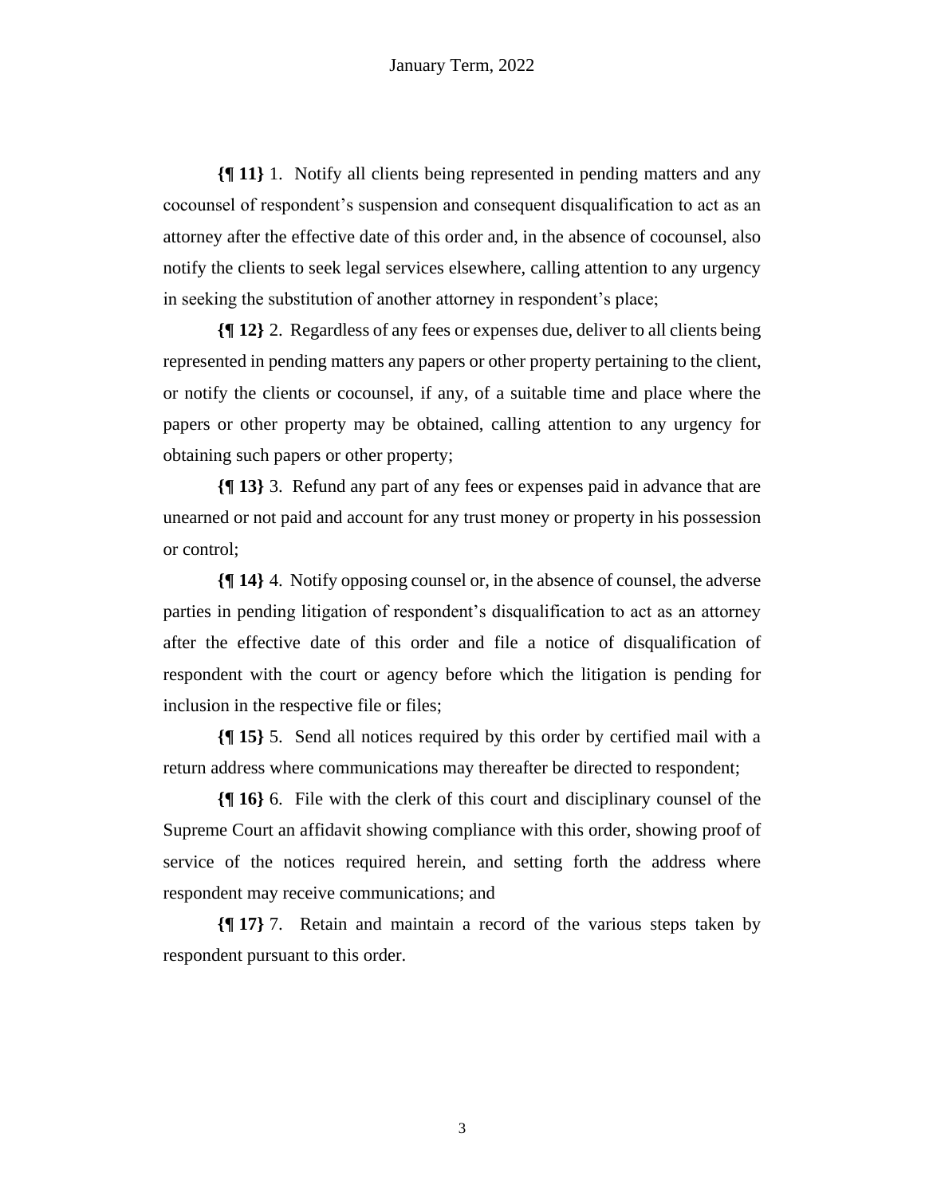**{¶ 11}** 1. Notify all clients being represented in pending matters and any cocounsel of respondent's suspension and consequent disqualification to act as an attorney after the effective date of this order and, in the absence of cocounsel, also notify the clients to seek legal services elsewhere, calling attention to any urgency in seeking the substitution of another attorney in respondent's place;

**{¶ 12}** 2. Regardless of any fees or expenses due, deliver to all clients being represented in pending matters any papers or other property pertaining to the client, or notify the clients or cocounsel, if any, of a suitable time and place where the papers or other property may be obtained, calling attention to any urgency for obtaining such papers or other property;

**{¶ 13}** 3. Refund any part of any fees or expenses paid in advance that are unearned or not paid and account for any trust money or property in his possession or control;

**{¶ 14}** 4. Notify opposing counsel or, in the absence of counsel, the adverse parties in pending litigation of respondent's disqualification to act as an attorney after the effective date of this order and file a notice of disqualification of respondent with the court or agency before which the litigation is pending for inclusion in the respective file or files;

**{¶ 15}** 5. Send all notices required by this order by certified mail with a return address where communications may thereafter be directed to respondent;

**{¶ 16}** 6. File with the clerk of this court and disciplinary counsel of the Supreme Court an affidavit showing compliance with this order, showing proof of service of the notices required herein, and setting forth the address where respondent may receive communications; and

**{¶ 17}** 7. Retain and maintain a record of the various steps taken by respondent pursuant to this order.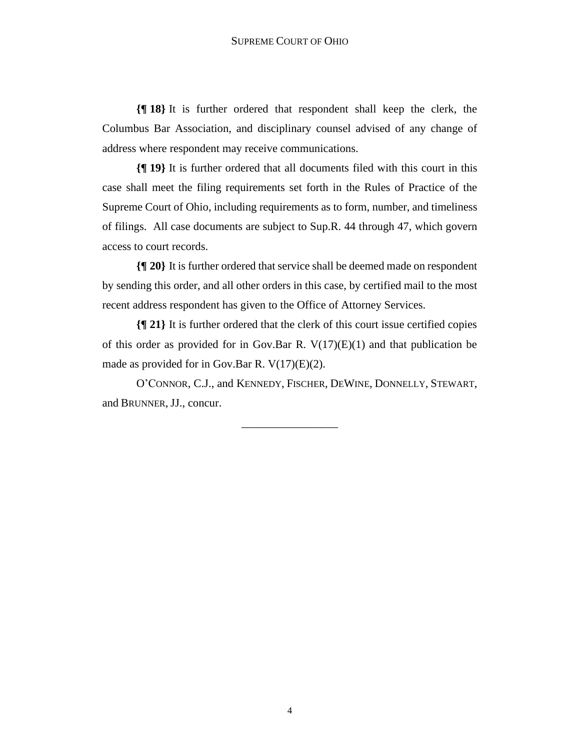**{¶ 18}** It is further ordered that respondent shall keep the clerk, the Columbus Bar Association, and disciplinary counsel advised of any change of address where respondent may receive communications.

**{¶ 19}** It is further ordered that all documents filed with this court in this case shall meet the filing requirements set forth in the Rules of Practice of the Supreme Court of Ohio, including requirements as to form, number, and timeliness of filings. All case documents are subject to Sup.R. 44 through 47, which govern access to court records.

**{¶ 20}** It is further ordered that service shall be deemed made on respondent by sending this order, and all other orders in this case, by certified mail to the most recent address respondent has given to the Office of Attorney Services.

**{¶ 21}** It is further ordered that the clerk of this court issue certified copies of this order as provided for in Gov.Bar R. V(17)(E)(1) and that publication be made as provided for in Gov.Bar R. V(17)(E)(2).

O'CONNOR, C.J., and KENNEDY, FISCHER, DEWINE, DONNELLY, STEWART, and BRUNNER, JJ., concur.

\_\_\_\_\_\_\_\_\_\_\_\_\_\_\_\_\_